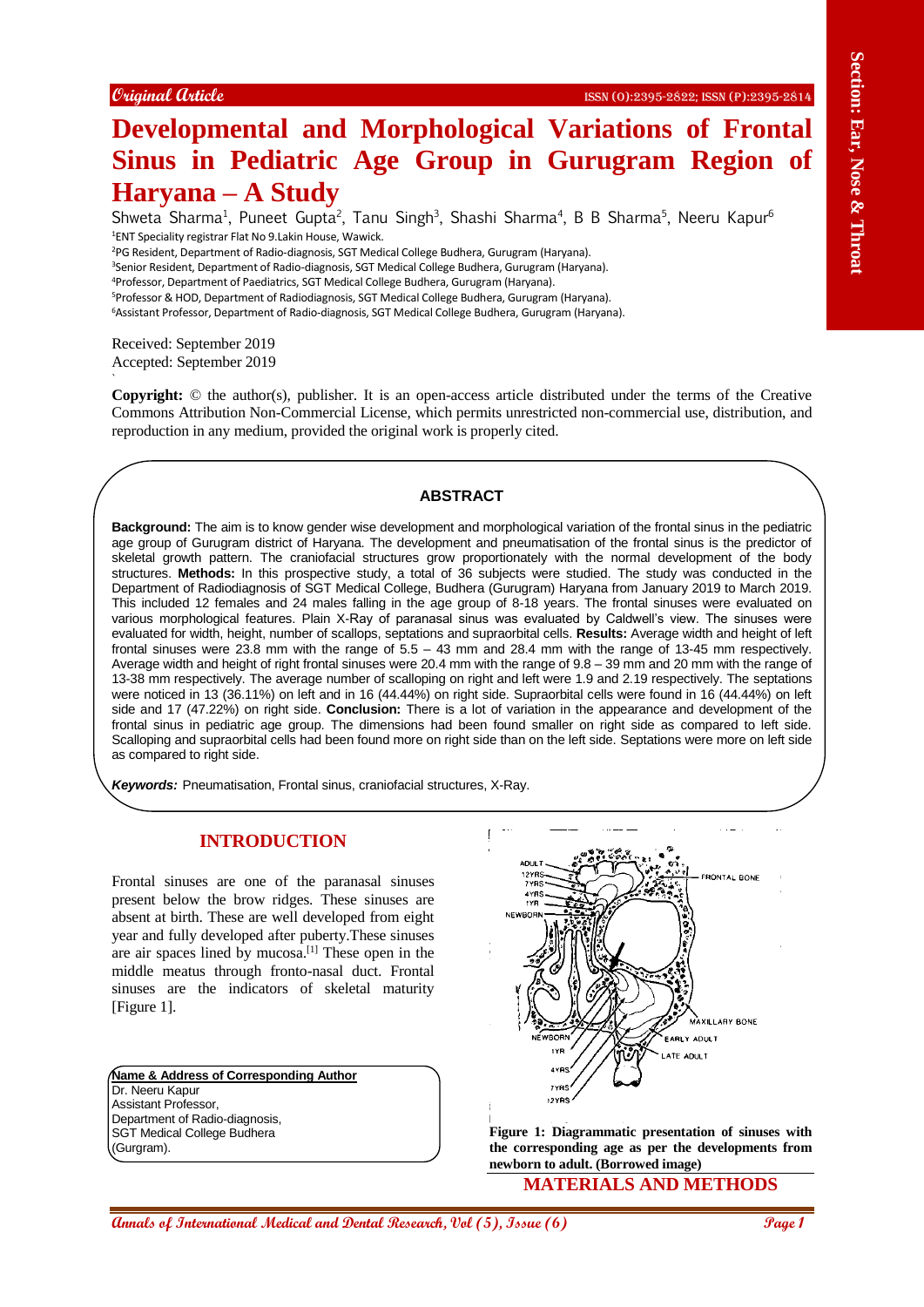Original Article

# Developmental and Morphological Variations of Frontal Sinus in Pediatric Age Group in Gurugram Region of Haryana – A Study

Shweta Sharma[1], Puneet Gupta[2], Tanu Singh[3], Shashi Sharma[4], B B Sharma[5], Neeru Kapur[6]

[1]ENT Speciality registrar Flat No 9.Lakin House, Wawick.

[2]PG Resident, Department of Radio-diagnosis, SGT Medical College Budhera, Gurugram (Haryana).

[3]Senior Resident, Department of Radio-diagnosis, SGT Medical College Budhera, Gurugram (Haryana).

[4]Professor, Department of Paediatrics, SGT Medical College Budhera, Gurugram (Haryana).

[5]Professor & HOD, Department of Radiodiagnosis, SGT Medical College Budhera, Gurugram (Haryana).

[6]Assistant Professor, Department of Radio-diagnosis, SGT Medical College Budhera, Gurugram (Haryana).

Received: September 2019
Accepted: September 2019

**Copyright:** © the author(s), publisher. It is an open-access article distributed under the terms of the Creative Commons Attribution Non-Commercial License, which permits unrestricted non-commercial use, distribution, and reproduction in any medium, provided the original work is properly cited.

## ABSTRACT

**Background:** The aim is to know gender wise development and morphological variation of the frontal sinus in the pediatric age group of Gurugram district of Haryana. The development and pneumatisation of the frontal sinus is the predictor of skeletal growth pattern. The craniofacial structures grow proportionately with the normal development of the body structures. **Methods:** In this prospective study, a total of 36 subjects were studied. The study was conducted in the Department of Radiodiagnosis of SGT Medical College, Budhera (Gurugram) Haryana from January 2019 to March 2019. This included 12 females and 24 males falling in the age group of 8-18 years. The frontal sinuses were evaluated on various morphological features. Plain X-Ray of paranasal sinus was evaluated by Caldwell's view. The sinuses were evaluated for width, height, number of scallops, septations and supraorbital cells. **Results:** Average width and height of left frontal sinuses were 23.8 mm with the range of 5.5 – 43 mm and 28.4 mm with the range of 13-45 mm respectively. Average width and height of right frontal sinuses were 20.4 mm with the range of 9.8 – 39 mm and 20 mm with the range of 13-38 mm respectively. The average number of scalloping on right and left were 1.9 and 2.19 respectively. The septations were noticed in 13 (36.11%) on left and in 16 (44.44%) on right side. Supraorbital cells were found in 16 (44.44%) on left side and 17 (47.22%) on right side. **Conclusion:** There is a lot of variation in the appearance and development of the frontal sinus in pediatric age group. The dimensions had been found smaller on right side as compared to left side. Scalloping and supraorbital cells had been found more on right side than on the left side. Septations were more on left side as compared to right side.

***Keywords:*** Pneumatisation, Frontal sinus, craniofacial structures, X-Ray.

## INTRODUCTION

Frontal sinuses are one of the paranasal sinuses present below the brow ridges. These sinuses are absent at birth. These are well developed from eight year and fully developed after puberty.These sinuses are air spaces lined by mucosa.[1] These open in the middle meatus through fronto-nasal duct. Frontal sinuses are the indicators of skeletal maturity [Figure 1].

**Figure 1: Diagrammatic presentation of sinuses with the corresponding age as per the developments from newborn to adult. (Borrowed image)**

**Name & Address of Corresponding Author**
Dr. Neeru Kapur
Assistant Professor,
Department of Radio-diagnosis,
SGT Medical College Budhera
(Gurgram).

## MATERIALS AND METHODS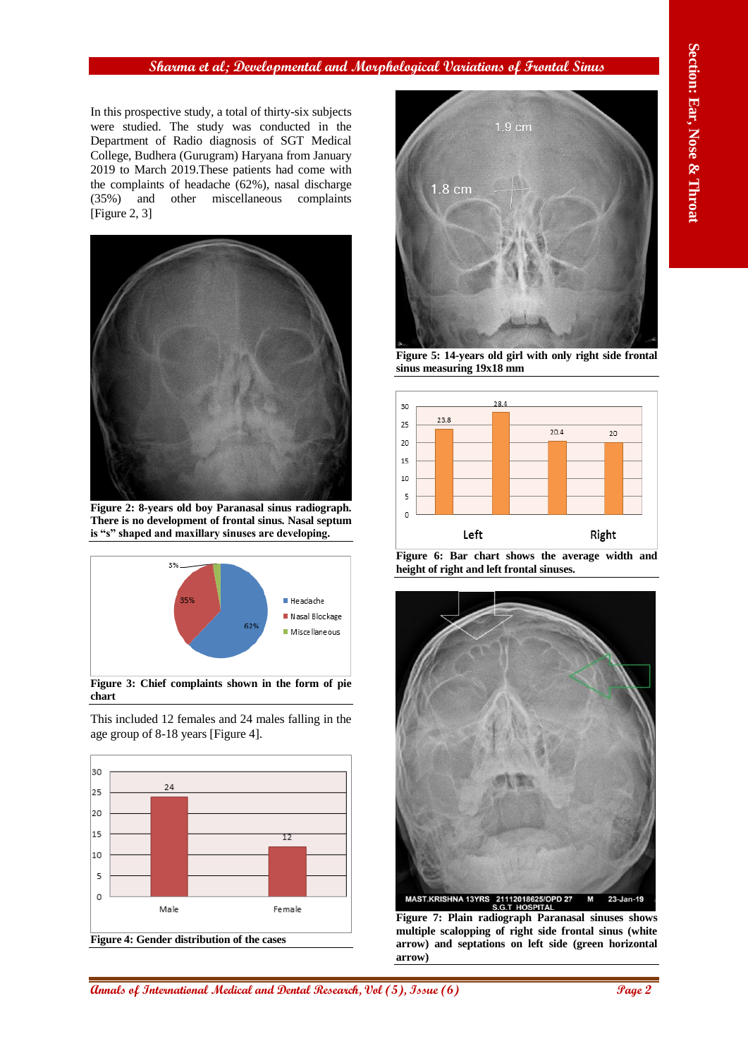In this prospective study, a total of thirty-six subjects were studied. The study was conducted in the Department of Radio diagnosis of SGT Medical College, Budhera (Gurugram) Haryana from January 2019 to March 2019.These patients had come with the complaints of headache (62%), nasal discharge (35%) and other miscellaneous complaints [Figure 2, 3]

**Figure 2: 8-years old boy Paranasal sinus radiograph. There is no development of frontal sinus. Nasal septum is "s" shaped and maxillary sinuses are developing.**

**Figure 3: Chief complaints shown in the form of pie chart**

This included 12 females and 24 males falling in the age group of 8-18 years [Figure 4].

**Figure 4: Gender distribution of the cases**

**Figure 5: 14-years old girl with only right side frontal sinus measuring 19x18 mm**

**Figure 6: Bar chart shows the average width and height of right and left frontal sinuses.**

**Figure 7: Plain radiograph Paranasal sinuses shows multiple scalloping of right side frontal sinus (white arrow) and septations on left side (green horizontal arrow)**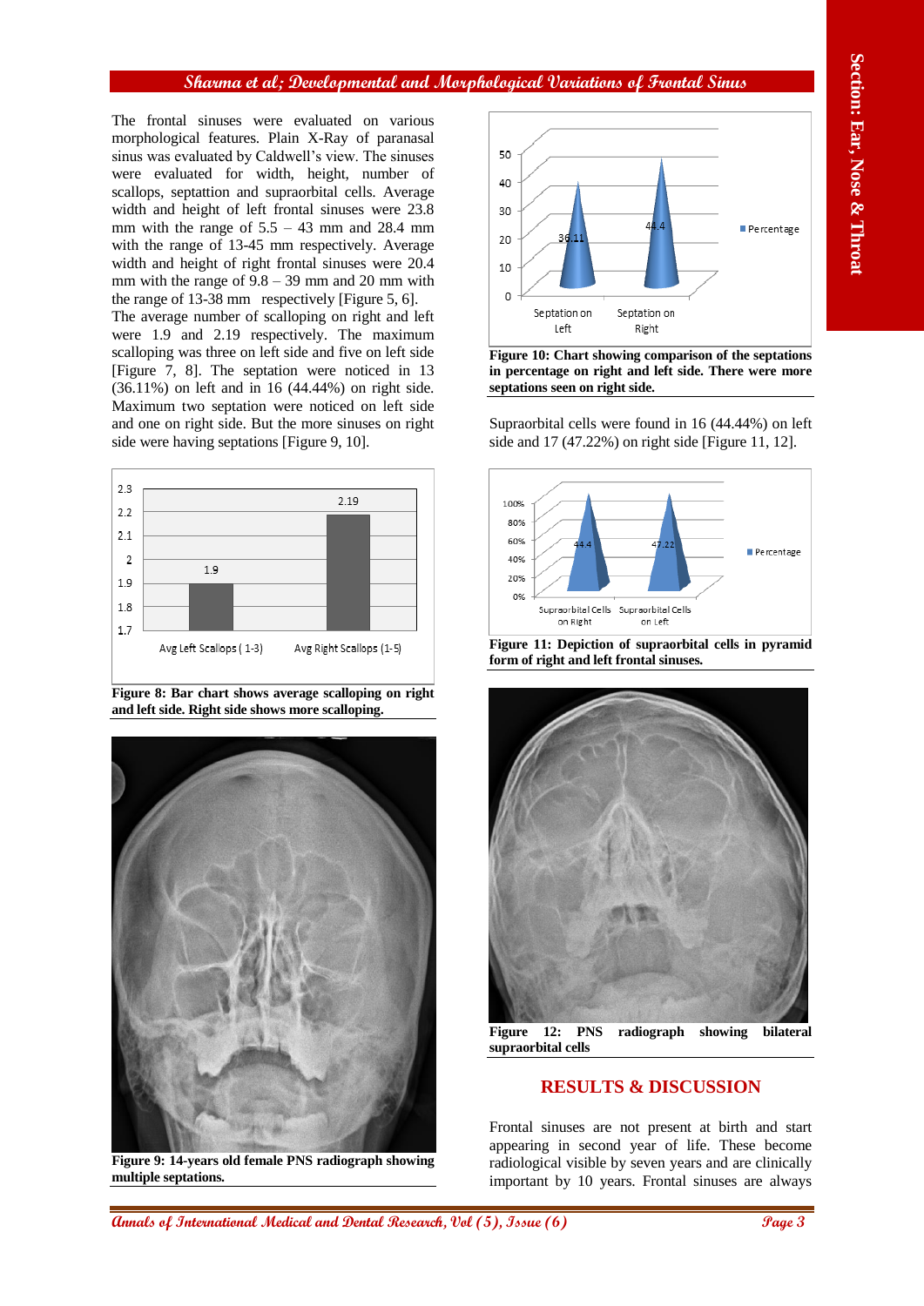The frontal sinuses were evaluated on various morphological features. Plain X-Ray of paranasal sinus was evaluated by Caldwell's view. The sinuses were evaluated for width, height, number of scallops, septattion and supraorbital cells. Average width and height of left frontal sinuses were 23.8 mm with the range of 5.5 – 43 mm and 28.4 mm with the range of 13-45 mm respectively. Average width and height of right frontal sinuses were 20.4 mm with the range of 9.8 – 39 mm and 20 mm with the range of 13-38 mm respectively [Figure 5, 6]. The average number of scalloping on right and left were 1.9 and 2.19 respectively. The maximum scalloping was three on left side and five on left side [Figure 7, 8]. The septation were noticed in 13 (36.11%) on left and in 16 (44.44%) on right side. Maximum two septation were noticed on left side and one on right side. But the more sinuses on right side were having septations [Figure 9, 10].

**Figure 8: Bar chart shows average scalloping on right and left side. Right side shows more scalloping.**

**Figure 9: 14-years old female PNS radiograph showing multiple septations.**

**Figure 10: Chart showing comparison of the septations in percentage on right and left side. There were more septations seen on right side.**

Supraorbital cells were found in 16 (44.44%) on left side and 17 (47.22%) on right side [Figure 11, 12].

**Figure 11: Depiction of supraorbital cells in pyramid form of right and left frontal sinuses.**

**Figure 12: PNS radiograph showing bilateral supraorbital cells**

## RESULTS & DISCUSSION

Frontal sinuses are not present at birth and start appearing in second year of life. These become radiological visible by seven years and are clinically important by 10 years. Frontal sinuses are always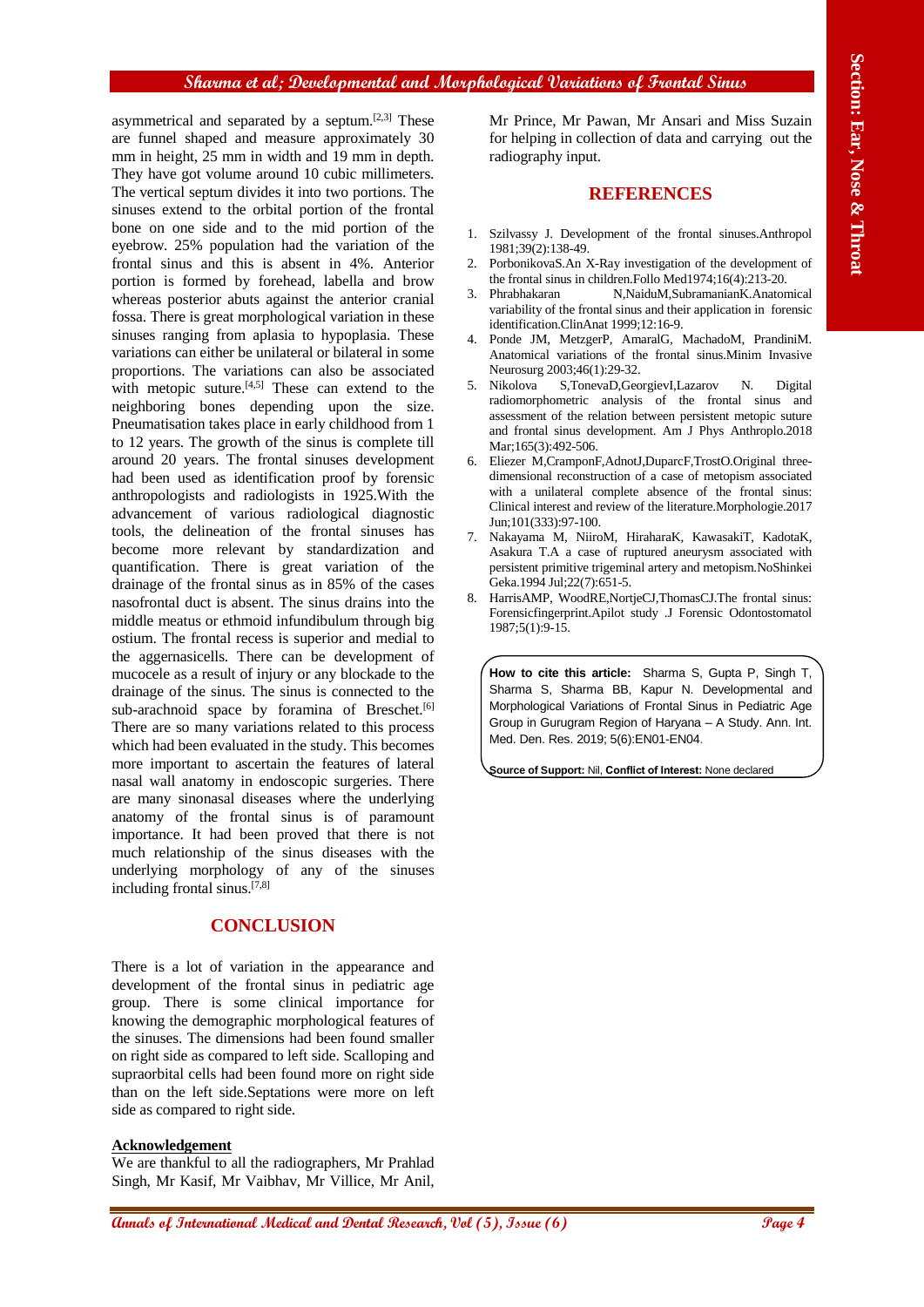asymmetrical and separated by a septum.[2,3] These are funnel shaped and measure approximately 30 mm in height, 25 mm in width and 19 mm in depth. They have got volume around 10 cubic millimeters. The vertical septum divides it into two portions. The sinuses extend to the orbital portion of the frontal bone on one side and to the mid portion of the eyebrow. 25% population had the variation of the frontal sinus and this is absent in 4%. Anterior portion is formed by forehead, labella and brow whereas posterior abuts against the anterior cranial fossa. There is great morphological variation in these sinuses ranging from aplasia to hypoplasia. These variations can either be unilateral or bilateral in some proportions. The variations can also be associated with metopic suture.[4,5] These can extend to the neighboring bones depending upon the size. Pneumatisation takes place in early childhood from 1 to 12 years. The growth of the sinus is complete till around 20 years. The frontal sinuses development had been used as identification proof by forensic anthropologists and radiologists in 1925.With the advancement of various radiological diagnostic tools, the delineation of the frontal sinuses has become more relevant by standardization and quantification. There is great variation of the drainage of the frontal sinus as in 85% of the cases nasofrontal duct is absent. The sinus drains into the middle meatus or ethmoid infundibulum through big ostium. The frontal recess is superior and medial to the aggernasicells. There can be development of mucocele as a result of injury or any blockade to the drainage of the sinus. The sinus is connected to the sub-arachnoid space by foramina of Breschet.[6] There are so many variations related to this process which had been evaluated in the study. This becomes more important to ascertain the features of lateral nasal wall anatomy in endoscopic surgeries. There are many sinonasal diseases where the underlying anatomy of the frontal sinus is of paramount importance. It had been proved that there is not much relationship of the sinus diseases with the underlying morphology of any of the sinuses including frontal sinus.[7,8]

## CONCLUSION

There is a lot of variation in the appearance and development of the frontal sinus in pediatric age group. There is some clinical importance for knowing the demographic morphological features of the sinuses. The dimensions had been found smaller on right side as compared to left side. Scalloping and supraorbital cells had been found more on right side than on the left side.Septations were more on left side as compared to right side.

### Acknowledgement

We are thankful to all the radiographers, Mr Prahlad Singh, Mr Kasif, Mr Vaibhav, Mr Villice, Mr Anil, Mr Prince, Mr Pawan, Mr Ansari and Miss Suzain for helping in collection of data and carrying out the radiography input.

## REFERENCES

1. Szilvassy J. Development of the frontal sinuses.Anthropol 1981;39(2):138-49.
2. PorbonikovaS.An X-Ray investigation of the development of the frontal sinus in children.Follo Med1974;16(4):213-20.
3. Phrabhakaran N,NaiduM,SubramanianK.Anatomical variability of the frontal sinus and their application in forensic identification.ClinAnat 1999;12:16-9.
4. Ponde JM, MetzgerP, AmaralG, MachadoM, PrandiniM. Anatomical variations of the frontal sinus.Minim Invasive Neurosurg 2003;46(1):29-32.
5. Nikolova S,TonevaD,GeorgievI,Lazarov N. Digital radiomorphometric analysis of the frontal sinus and assessment of the relation between persistent metopic suture and frontal sinus development. Am J Phys Anthroplo.2018 Mar;165(3):492-506.
6. Eliezer M,CramponF,AdnotJ,DuparcF,TrostO.Original three-dimensional reconstruction of a case of metopism associated with a unilateral complete absence of the frontal sinus: Clinical interest and review of the literature.Morphologie.2017 Jun;101(333):97-100.
7. Nakayama M, NiiroM, HiraharaK, KawasakiT, KadotaK, Asakura T.A a case of ruptured aneurysm associated with persistent primitive trigeminal artery and metopism.NoShinkei Geka.1994 Jul;22(7):651-5.
8. HarrisAMP, WoodRE,NortjeCJ,ThomasCJ.The frontal sinus: Forensicfingerprint.Apilot study .J Forensic Odontostomatol 1987;5(1):9-15.

**How to cite this article:** Sharma S, Gupta P, Singh T, Sharma S, Sharma BB, Kapur N. Developmental and Morphological Variations of Frontal Sinus in Pediatric Age Group in Gurugram Region of Haryana – A Study. Ann. Int. Med. Den. Res. 2019; 5(6):EN01-EN04.

**Source of Support:** Nil, **Conflict of Interest:** None declared